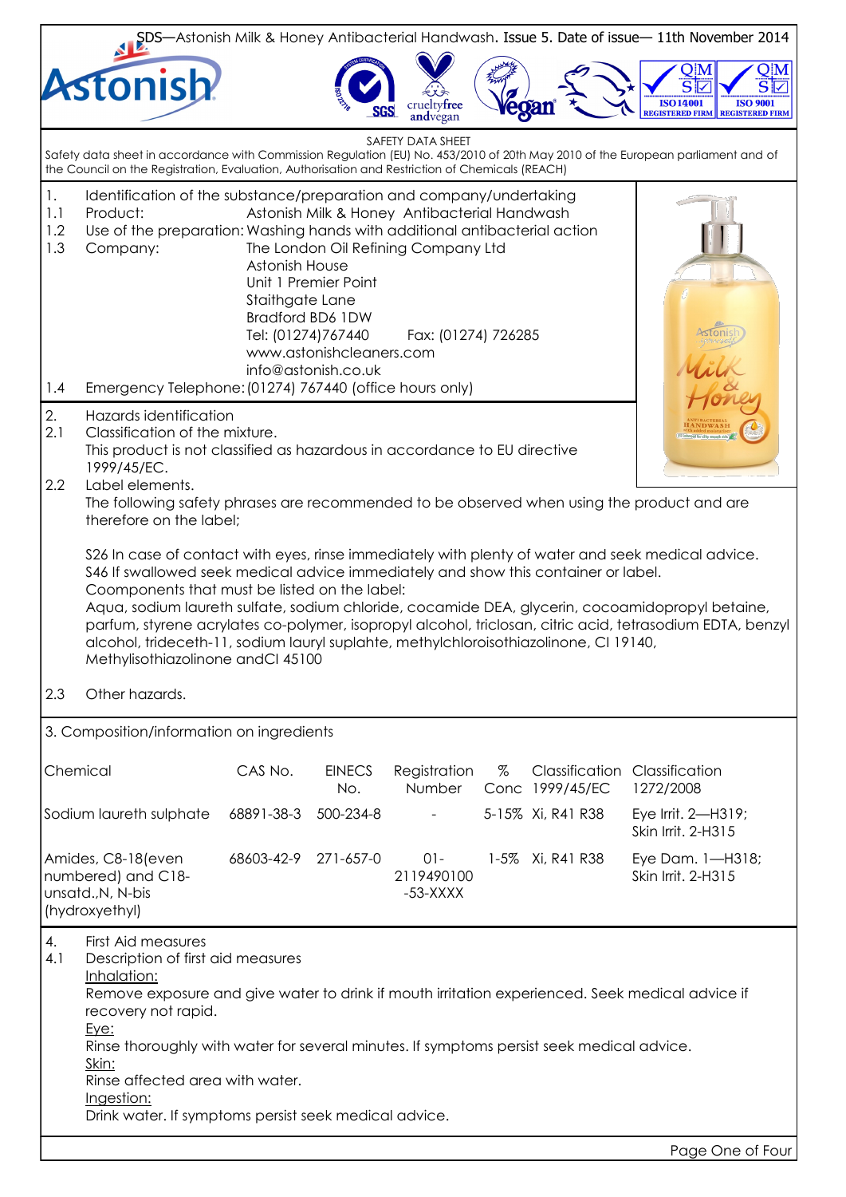SDS—Astonish Milk & Honey Antibacterial Handwash. Issue 5. Date of issue— 11th November 2014

SAFETY DATA SHEET

Safety data sheet in accordance with Commission Regulation (EU) No. 453/2010 of 20th May 2010 of the European parliament and of the Council on the Registration, Evaluation, Authorisation and Restriction of Chemicals (REACH)

## 1. Identification of the substance/preparation and company/undertaking

1.1 Product: Astonish Milk & Honey Antibacterial Handwash

1.2 Use of the preparation: Washing hands with additional antibacterial action

1.3 Company: The London Oil Refining Company Ltd
Astonish House
Unit 1 Premier Point
Staithgate Lane
Bradford BD6 1DW
Tel: (01274)767440 Fax: (01274) 726285
www.astonishcleaners.com
info@astonish.co.uk

1.4 Emergency Telephone: (01274) 767440 (office hours only)

## 2. Hazards identification

2.1 Classification of the mixture.
This product is not classified as hazardous in accordance to EU directive 1999/45/EC.

2.2 Label elements.
The following safety phrases are recommended to be observed when using the product and are therefore on the label;

S26 In case of contact with eyes, rinse immediately with plenty of water and seek medical advice.
S46 If swallowed seek medical advice immediately and show this container or label.
Coomponents that must be listed on the label:
Aqua, sodium laureth sulfate, sodium chloride, cocamide DEA, glycerin, cocoamidopropyl betaine, parfum, styrene acrylates co-polymer, isopropyl alcohol, triclosan, citric acid, tetrasodium EDTA, benzyl alcohol, trideceth-11, sodium lauryl suplahte, methylchloroisothiazolinone, CI 19140, Methylisothiazolinone andCI 45100

2.3 Other hazards.

## 3. Composition/information on ingredients

| Chemical | CAS No. | EINECS No. | Registration Number | % Conc | Classification 1999/45/EC | Classification 1272/2008 |
|---|---|---|---|---|---|---|
| Sodium laureth sulphate | 68891-38-3 | 500-234-8 | - | 5-15% | Xi, R41 R38 | Eye Irrit. 2—H319; Skin Irrit. 2-H315 |
| Amides, C8-18(even numbered) and C18-unsatd.,N, N-bis (hydroxyethyl) | 68603-42-9 | 271-657-0 | 01-2119490100-53-XXXX | 1-5% | Xi, R41 R38 | Eye Dam. 1—H318; Skin Irrit. 2-H315 |

## 4. First Aid measures

4.1 Description of first aid measures

Inhalation:
Remove exposure and give water to drink if mouth irritation experienced. Seek medical advice if recovery not rapid.

Eye:
Rinse thoroughly with water for several minutes. If symptoms persist seek medical advice.

Skin:
Rinse affected area with water.

Ingestion:
Drink water. If symptoms persist seek medical advice.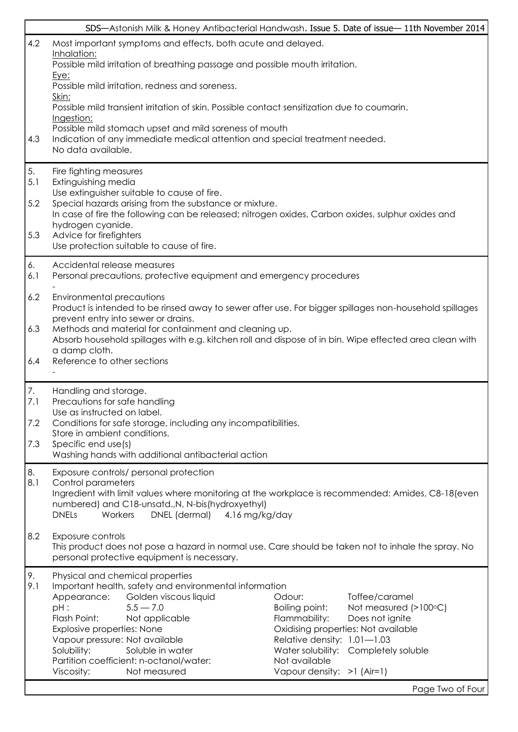**4.2** Most important symptoms and effects, both acute and delayed.

Inhalation:
Possible mild irritation of breathing passage and possible mouth irritation.

Eye:
Possible mild irritation, redness and soreness.

Skin:
Possible mild transient irritation of skin. Possible contact sensitization due to coumarin.

Ingestion:
Possible mild stomach upset and mild soreness of mouth

**4.3** Indication of any immediate medical attention and special treatment needed.
No data available.

## 5. Fire fighting measures

**5.1** Extinguishing media
Use extinguisher suitable to cause of fire.

**5.2** Special hazards arising from the substance or mixture.
In case of fire the following can be released; nitrogen oxides, Carbon oxides, sulphur oxides and hydrogen cyanide.

**5.3** Advice for firefighters
Use protection suitable to cause of fire.

## 6. Accidental release measures

**6.1** Personal precautions, protective equipment and emergency procedures
-

**6.2** Environmental precautions
Product is intended to be rinsed away to sewer after use. For bigger spillages non-household spillages prevent entry into sewer or drains.

**6.3** Methods and material for containment and cleaning up.
Absorb household spillages with e.g. kitchen roll and dispose of in bin. Wipe effected area clean with a damp cloth.

**6.4** Reference to other sections
-

## 7. Handling and storage.

**7.1** Precautions for safe handling
Use as instructed on label.

**7.2** Conditions for safe storage, including any incompatibilities.
Store in ambient conditions.

**7.3** Specific end use(s)
Washing hands with additional antibacterial action

## 8. Exposure controls/ personal protection

**8.1** Control parameters
Ingredient with limit values where monitoring at the workplace is recommended: Amides, C8-18(even numbered) and C18-unsatd.,N, N-bis(hydroxyethyl)

| DNELs | Workers | DNEL (dermal) | 4.16 mg/kg/day |
|---|---|---|---|

**8.2** Exposure controls
This product does not pose a hazard in normal use. Care should be taken not to inhale the spray. No personal protective equipment is necessary.

## 9. Physical and chemical properties

**9.1** Important health, safety and environmental information

| Property | Value | Property | Value |
|---|---|---|---|
| Appearance: | Golden viscous liquid | Odour: | Toffee/caramel |
| pH : | 5.5 — 7.0 | Boiling point: | Not measured (>100°C) |
| Flash Point: | Not applicable | Flammability: | Does not ignite |
| Explosive properties: | None | Oxidising properties: | Not available |
| Vapour pressure: | Not available | Relative density: | 1.01—1.03 |
| Solubility: | Soluble in water | Water solubility: | Completely soluble |
| Partition coefficient: n-octanol/water: | Not available | | |
| Viscosity: | Not measured | Vapour density: | >1 (Air=1) |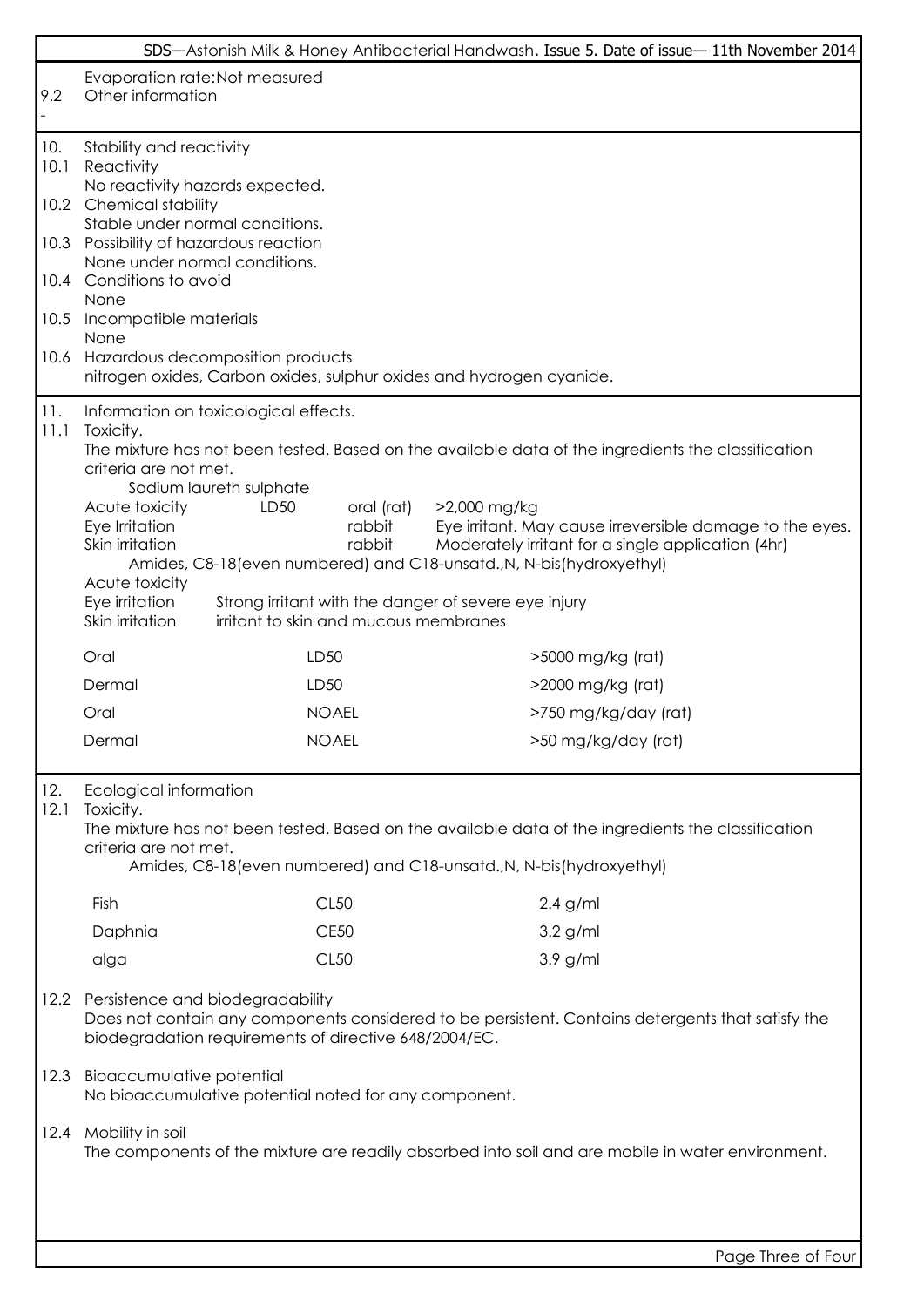Evaporation rate:Not measured

9.2 Other information

-

## 10. Stability and reactivity

**10.1 Reactivity**
No reactivity hazards expected.

**10.2 Chemical stability**
Stable under normal conditions.

**10.3 Possibility of hazardous reaction**
None under normal conditions.

**10.4 Conditions to avoid**
None

**10.5 Incompatible materials**
None

**10.6 Hazardous decomposition products**
nitrogen oxides, Carbon oxides, sulphur oxides and hydrogen cyanide.

## 11. Information on toxicological effects.

**11.1 Toxicity.**
The mixture has not been tested. Based on the available data of the ingredients the classification criteria are not met.

Sodium laureth sulphate

| | | | |
|---|---|---|---|
| Acute toxicity | LD50 | oral (rat) | >2,000 mg/kg |
| Eye Irritation | | rabbit | Eye irritant. May cause irreversible damage to the eyes. |
| Skin irritation | | rabbit | Moderately irritant for a single application (4hr) |

Amides, C8-18(even numbered) and C18-unsatd.,N, N-bis(hydroxyethyl)

Acute toxicity

Eye irritation Strong irritant with the danger of severe eye injury

Skin irritation irritant to skin and mucous membranes

| | | |
|---|---|---|
| Oral | LD50 | >5000 mg/kg (rat) |
| Dermal | LD50 | >2000 mg/kg (rat) |
| Oral | NOAEL | >750 mg/kg/day (rat) |
| Dermal | NOAEL | >50 mg/kg/day (rat) |

## 12. Ecological information

**12.1 Toxicity.**
The mixture has not been tested. Based on the available data of the ingredients the classification criteria are not met.

Amides, C8-18(even numbered) and C18-unsatd.,N, N-bis(hydroxyethyl)

| | | |
|---|---|---|
| Fish | CL50 | 2.4 g/ml |
| Daphnia | CE50 | 3.2 g/ml |
| alga | CL50 | 3.9 g/ml |

**12.2 Persistence and biodegradability**
Does not contain any components considered to be persistent. Contains detergents that satisfy the biodegradation requirements of directive 648/2004/EC.

**12.3 Bioaccumulative potential**
No bioaccumulative potential noted for any component.

**12.4 Mobility in soil**
The components of the mixture are readily absorbed into soil and are mobile in water environment.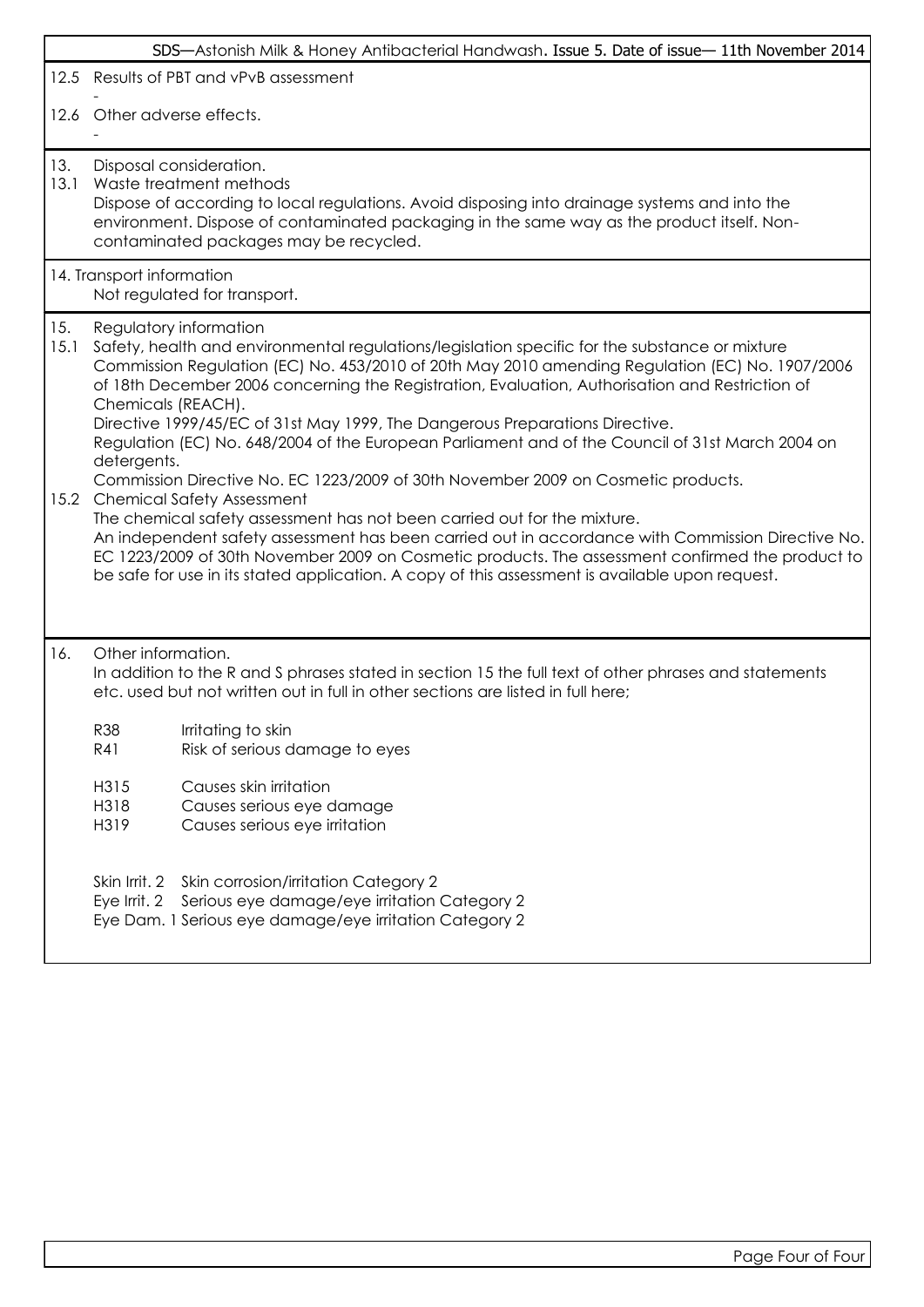12.5 Results of PBT and vPvB assessment

-

12.6 Other adverse effects.

-

## 13. Disposal consideration.

13.1 Waste treatment methods

Dispose of according to local regulations. Avoid disposing into drainage systems and into the environment. Dispose of contaminated packaging in the same way as the product itself. Non-contaminated packages may be recycled.

## 14. Transport information

Not regulated for transport.

## 15. Regulatory information

15.1 Safety, health and environmental regulations/legislation specific for the substance or mixture

Commission Regulation (EC) No. 453/2010 of 20th May 2010 amending Regulation (EC) No. 1907/2006 of 18th December 2006 concerning the Registration, Evaluation, Authorisation and Restriction of Chemicals (REACH).

Directive 1999/45/EC of 31st May 1999, The Dangerous Preparations Directive.

Regulation (EC) No. 648/2004 of the European Parliament and of the Council of 31st March 2004 on detergents.

Commission Directive No. EC 1223/2009 of 30th November 2009 on Cosmetic products.

15.2 Chemical Safety Assessment

The chemical safety assessment has not been carried out for the mixture.

An independent safety assessment has been carried out in accordance with Commission Directive No. EC 1223/2009 of 30th November 2009 on Cosmetic products. The assessment confirmed the product to be safe for use in its stated application. A copy of this assessment is available upon request.

## 16. Other information.

In addition to the R and S phrases stated in section 15 the full text of other phrases and statements etc. used but not written out in full in other sections are listed in full here;

R38 Irritating to skin
R41 Risk of serious damage to eyes

H315 Causes skin irritation
H318 Causes serious eye damage
H319 Causes serious eye irritation

Skin Irrit. 2 Skin corrosion/irritation Category 2
Eye Irrit. 2 Serious eye damage/eye irritation Category 2
Eye Dam. 1 Serious eye damage/eye irritation Category 2